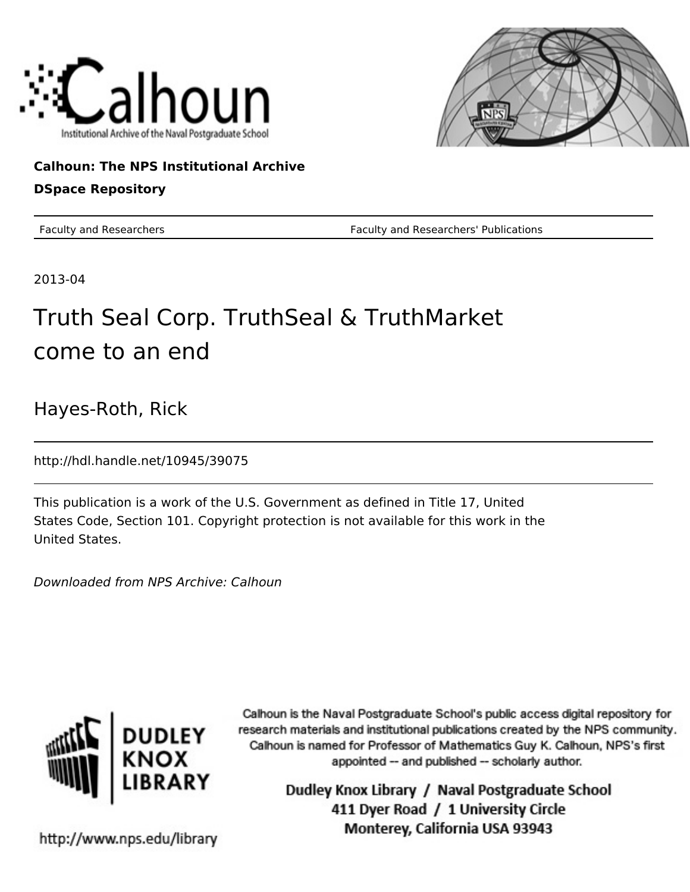Calhoun

Institutional Archive of the Naval Postgraduate School

**Calhoun: The NPS Institutional Archive**

**DSpace Repository**

| Faculty and Researchers | Faculty and Researchers' Publications |
| --- | --- |

2013-04

# Truth Seal Corp. TruthSeal & TruthMarket come to an end

Hayes-Roth, Rick

http://hdl.handle.net/10945/39075

This publication is a work of the U.S. Government as defined in Title 17, United States Code, Section 101. Copyright protection is not available for this work in the United States.

*Downloaded from NPS Archive: Calhoun*

DUDLEY KNOX LIBRARY

Calhoun is the Naval Postgraduate School's public access digital repository for research materials and institutional publications created by the NPS community. Calhoun is named for Professor of Mathematics Guy K. Calhoun, NPS's first appointed -- and published -- scholarly author.

Dudley Knox Library / Naval Postgraduate School
411 Dyer Road / 1 University Circle
Monterey, California USA 93943

http://www.nps.edu/library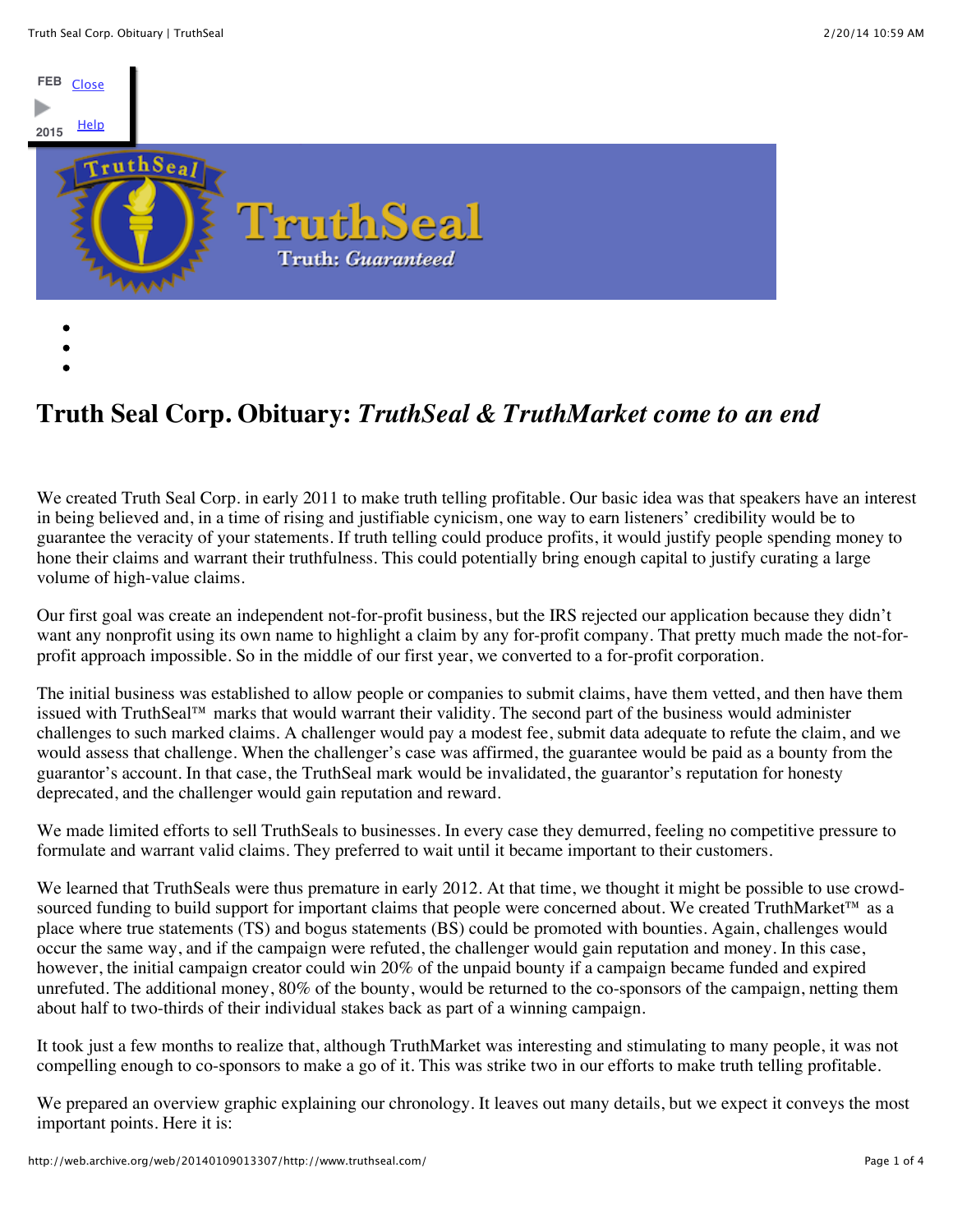# Truth Seal Corp. Obituary: *TruthSeal & TruthMarket come to an end*

We created Truth Seal Corp. in early 2011 to make truth telling profitable. Our basic idea was that speakers have an interest in being believed and, in a time of rising and justifiable cynicism, one way to earn listeners' credibility would be to guarantee the veracity of your statements. If truth telling could produce profits, it would justify people spending money to hone their claims and warrant their truthfulness. This could potentially bring enough capital to justify curating a large volume of high-value claims.

Our first goal was create an independent not-for-profit business, but the IRS rejected our application because they didn't want any nonprofit using its own name to highlight a claim by any for-profit company. That pretty much made the not-for-profit approach impossible. So in the middle of our first year, we converted to a for-profit corporation.

The initial business was established to allow people or companies to submit claims, have them vetted, and then have them issued with TruthSeal™ marks that would warrant their validity. The second part of the business would administer challenges to such marked claims. A challenger would pay a modest fee, submit data adequate to refute the claim, and we would assess that challenge. When the challenger's case was affirmed, the guarantee would be paid as a bounty from the guarantor's account. In that case, the TruthSeal mark would be invalidated, the guarantor's reputation for honesty deprecated, and the challenger would gain reputation and reward.

We made limited efforts to sell TruthSeals to businesses. In every case they demurred, feeling no competitive pressure to formulate and warrant valid claims. They preferred to wait until it became important to their customers.

We learned that TruthSeals were thus premature in early 2012. At that time, we thought it might be possible to use crowd-sourced funding to build support for important claims that people were concerned about. We created TruthMarket™ as a place where true statements (TS) and bogus statements (BS) could be promoted with bounties. Again, challenges would occur the same way, and if the campaign were refuted, the challenger would gain reputation and money. In this case, however, the initial campaign creator could win 20% of the unpaid bounty if a campaign became funded and expired unrefuted. The additional money, 80% of the bounty, would be returned to the co-sponsors of the campaign, netting them about half to two-thirds of their individual stakes back as part of a winning campaign.

It took just a few months to realize that, although TruthMarket was interesting and stimulating to many people, it was not compelling enough to co-sponsors to make a go of it. This was strike two in our efforts to make truth telling profitable.

We prepared an overview graphic explaining our chronology. It leaves out many details, but we expect it conveys the most important points. Here it is: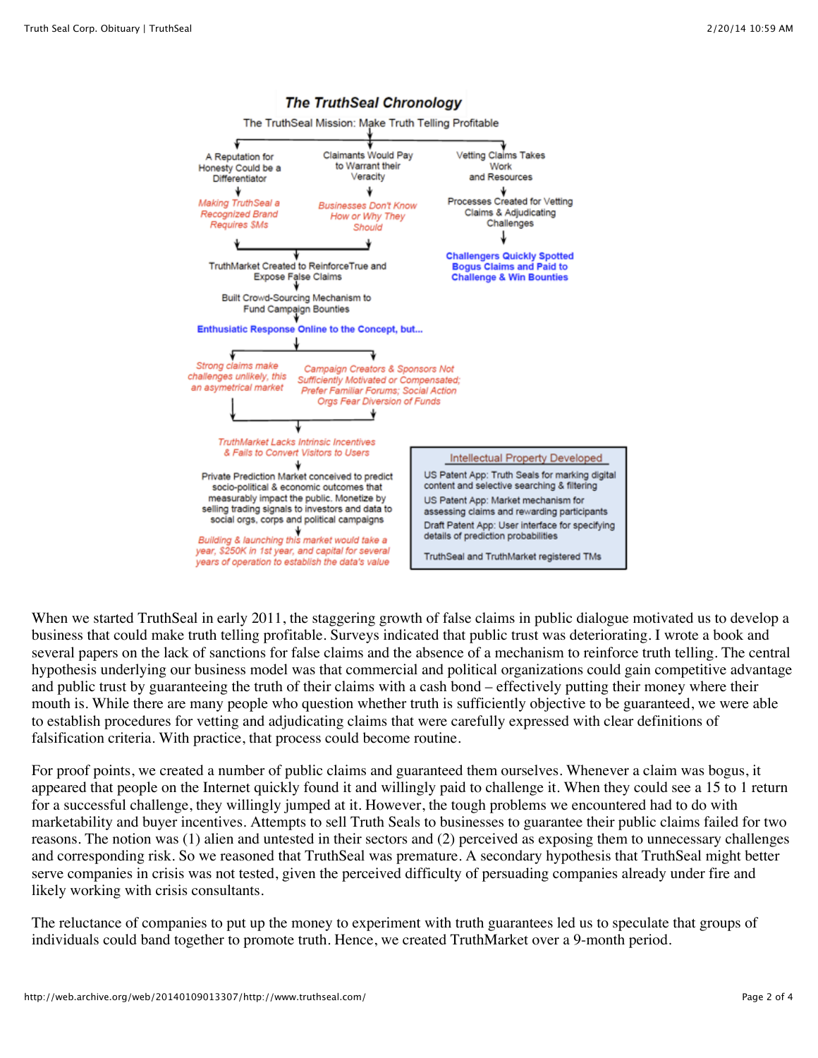## The TruthSeal Chronology

The TruthSeal Mission: Make Truth Telling Profitable

- A Reputation for Honesty Could be a Differentiator
  - *Making TruthSeal a Recognized Brand Requires $Ms*
- Claimants Would Pay to Warrant their Veracity
  - *Businesses Don't Know How or Why They Should*
- Vetting Claims Takes Work and Resources
  - Processes Created for Vetting Claims & Adjudicating Challenges
  - **Challengers Quickly Spotted Bogus Claims and Paid to Challenge & Win Bounties**

TruthMarket Created to ReinforceTrue and Expose False Claims

Built Crowd-Sourcing Mechanism to Fund Campaign Bounties

**Enthusiatic Response Online to the Concept, but...**

- *Strong claims make challenges unlikely, this an asymetrical market*
- *Campaign Creators & Sponsors Not Sufficiently Motivated or Compensated; Prefer Familiar Forums; Social Action Orgs Fear Diversion of Funds*

*TruthMarket Lacks Intrinsic Incentives & Fails to Convert Visitors to Users*

Private Prediction Market conceived to predict socio-political & economic outcomes that measurably impact the public. Monetize by selling trading signals to investors and data to social orgs, corps and political campaigns

*Building & launching this market would take a year, $250K in 1st year, and capital for several years of operation to establish the data's value*

**Intellectual Property Developed**

- US Patent App: Truth Seals for marking digital content and selective searching & filtering
- US Patent App: Market mechanism for assessing claims and rewarding participants
- Draft Patent App: User interface for specifying details of prediction probabilities
- TruthSeal and TruthMarket registered TMs

When we started TruthSeal in early 2011, the staggering growth of false claims in public dialogue motivated us to develop a business that could make truth telling profitable. Surveys indicated that public trust was deteriorating. I wrote a book and several papers on the lack of sanctions for false claims and the absence of a mechanism to reinforce truth telling. The central hypothesis underlying our business model was that commercial and political organizations could gain competitive advantage and public trust by guaranteeing the truth of their claims with a cash bond – effectively putting their money where their mouth is. While there are many people who question whether truth is sufficiently objective to be guaranteed, we were able to establish procedures for vetting and adjudicating claims that were carefully expressed with clear definitions of falsification criteria. With practice, that process could become routine.

For proof points, we created a number of public claims and guaranteed them ourselves. Whenever a claim was bogus, it appeared that people on the Internet quickly found it and willingly paid to challenge it. When they could see a 15 to 1 return for a successful challenge, they willingly jumped at it. However, the tough problems we encountered had to do with marketability and buyer incentives. Attempts to sell Truth Seals to businesses to guarantee their public claims failed for two reasons. The notion was (1) alien and untested in their sectors and (2) perceived as exposing them to unnecessary challenges and corresponding risk. So we reasoned that TruthSeal was premature. A secondary hypothesis that TruthSeal might better serve companies in crisis was not tested, given the perceived difficulty of persuading companies already under fire and likely working with crisis consultants.

The reluctance of companies to put up the money to experiment with truth guarantees led us to speculate that groups of individuals could band together to promote truth. Hence, we created TruthMarket over a 9-month period.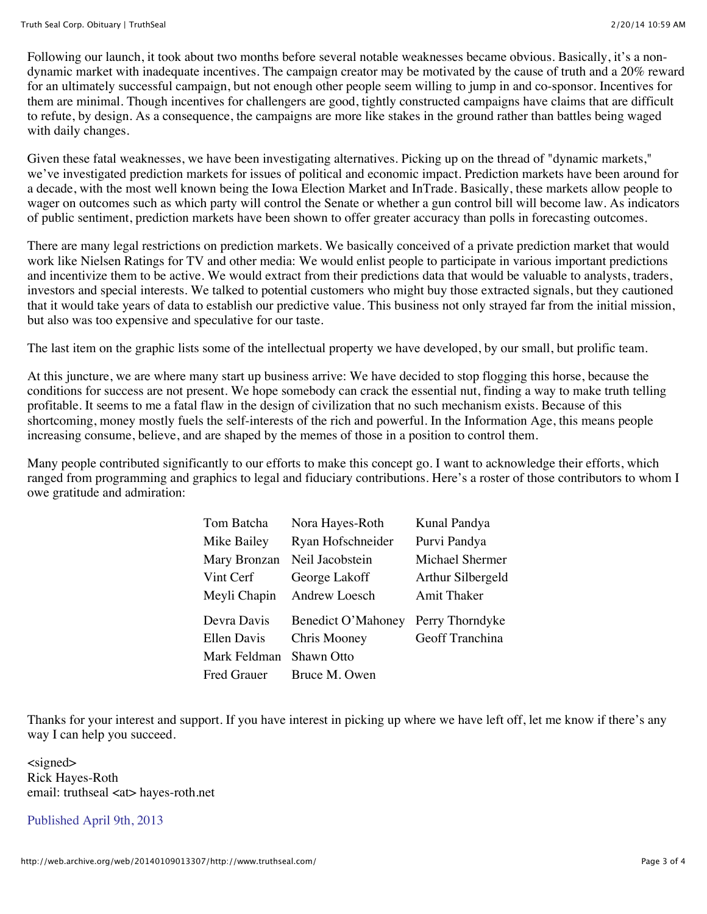Following our launch, it took about two months before several notable weaknesses became obvious. Basically, it's a non-dynamic market with inadequate incentives. The campaign creator may be motivated by the cause of truth and a 20% reward for an ultimately successful campaign, but not enough other people seem willing to jump in and co-sponsor. Incentives for them are minimal. Though incentives for challengers are good, tightly constructed campaigns have claims that are difficult to refute, by design. As a consequence, the campaigns are more like stakes in the ground rather than battles being waged with daily changes.

Given these fatal weaknesses, we have been investigating alternatives. Picking up on the thread of "dynamic markets," we've investigated prediction markets for issues of political and economic impact. Prediction markets have been around for a decade, with the most well known being the Iowa Election Market and InTrade. Basically, these markets allow people to wager on outcomes such as which party will control the Senate or whether a gun control bill will become law. As indicators of public sentiment, prediction markets have been shown to offer greater accuracy than polls in forecasting outcomes.

There are many legal restrictions on prediction markets. We basically conceived of a private prediction market that would work like Nielsen Ratings for TV and other media: We would enlist people to participate in various important predictions and incentivize them to be active. We would extract from their predictions data that would be valuable to analysts, traders, investors and special interests. We talked to potential customers who might buy those extracted signals, but they cautioned that it would take years of data to establish our predictive value. This business not only strayed far from the initial mission, but also was too expensive and speculative for our taste.

The last item on the graphic lists some of the intellectual property we have developed, by our small, but prolific team.

At this juncture, we are where many start up business arrive: We have decided to stop flogging this horse, because the conditions for success are not present. We hope somebody can crack the essential nut, finding a way to make truth telling profitable. It seems to me a fatal flaw in the design of civilization that no such mechanism exists. Because of this shortcoming, money mostly fuels the self-interests of the rich and powerful. In the Information Age, this means people increasing consume, believe, and are shaped by the memes of those in a position to control them.

Many people contributed significantly to our efforts to make this concept go. I want to acknowledge their efforts, which ranged from programming and graphics to legal and fiduciary contributions. Here's a roster of those contributors to whom I owe gratitude and admiration:

| | | |
|---|---|---|
| Tom Batcha | Nora Hayes-Roth | Kunal Pandya |
| Mike Bailey | Ryan Hofschneider | Purvi Pandya |
| Mary Bronzan | Neil Jacobstein | Michael Shermer |
| Vint Cerf | George Lakoff | Arthur Silbergeld |
| Meyli Chapin | Andrew Loesch | Amit Thaker |
| Devra Davis | Benedict O'Mahoney | Perry Thorndyke |
| Ellen Davis | Chris Mooney | Geoff Tranchina |
| Mark Feldman | Shawn Otto | |
| Fred Grauer | Bruce M. Owen | |

Thanks for your interest and support. If you have interest in picking up where we have left off, let me know if there's any way I can help you succeed.

<signed>
Rick Hayes-Roth
email: truthseal <at> hayes-roth.net

Published April 9th, 2013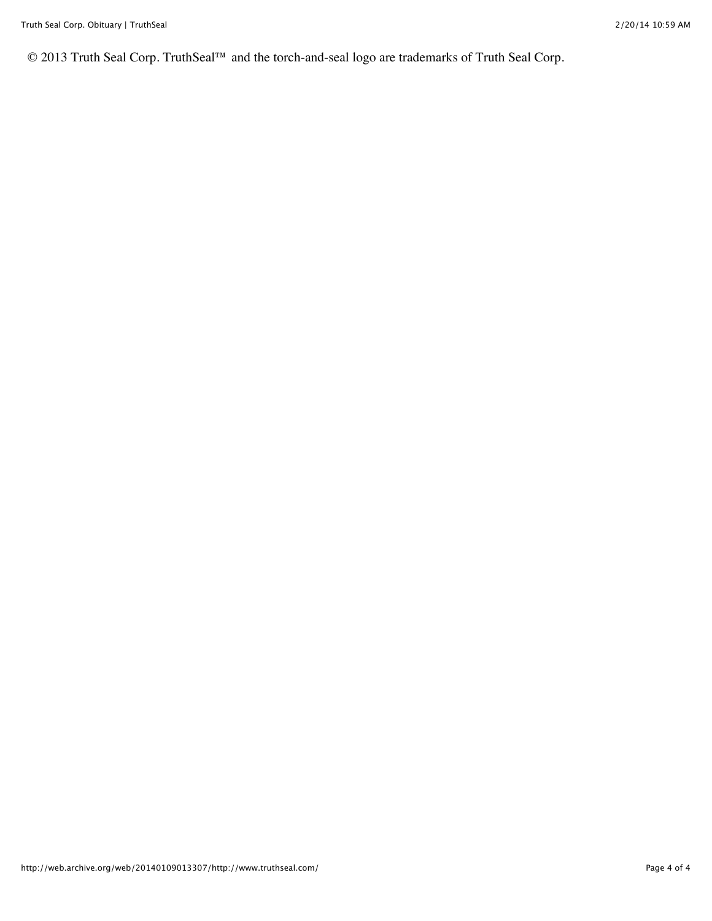© 2013 Truth Seal Corp. TruthSeal™ and the torch-and-seal logo are trademarks of Truth Seal Corp.